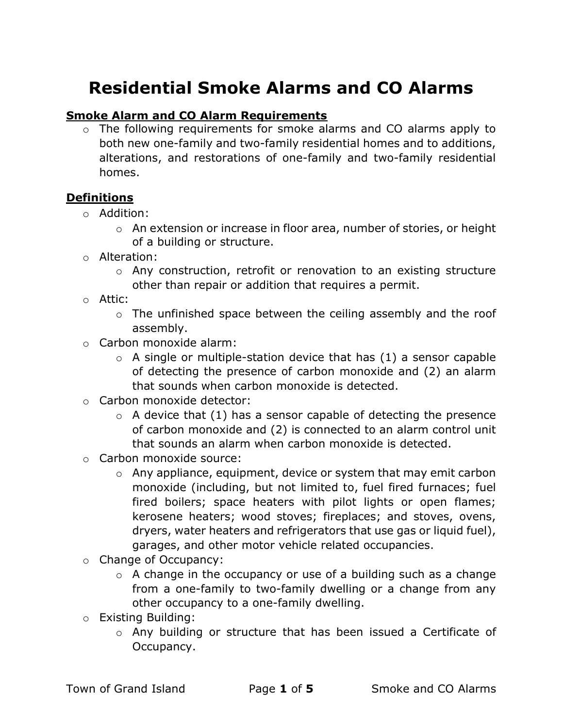# Residential Smoke Alarms and CO Alarms

## Smoke Alarm and CO Alarm Requirements

- The following requirements for smoke alarms and CO alarms apply to both new one-family and two-family residential homes and to additions, alterations, and restorations of one-family and two-family residential homes.

## Definitions

- Addition:
  - An extension or increase in floor area, number of stories, or height of a building or structure.
- Alteration:
  - Any construction, retrofit or renovation to an existing structure other than repair or addition that requires a permit.
- Attic:
  - The unfinished space between the ceiling assembly and the roof assembly.
- Carbon monoxide alarm:
  - A single or multiple-station device that has (1) a sensor capable of detecting the presence of carbon monoxide and (2) an alarm that sounds when carbon monoxide is detected.
- Carbon monoxide detector:
  - A device that (1) has a sensor capable of detecting the presence of carbon monoxide and (2) is connected to an alarm control unit that sounds an alarm when carbon monoxide is detected.
- Carbon monoxide source:
  - Any appliance, equipment, device or system that may emit carbon monoxide (including, but not limited to, fuel fired furnaces; fuel fired boilers; space heaters with pilot lights or open flames; kerosene heaters; wood stoves; fireplaces; and stoves, ovens, dryers, water heaters and refrigerators that use gas or liquid fuel), garages, and other motor vehicle related occupancies.
- Change of Occupancy:
  - A change in the occupancy or use of a building such as a change from a one-family to two-family dwelling or a change from any other occupancy to a one-family dwelling.
- Existing Building:
  - Any building or structure that has been issued a Certificate of Occupancy.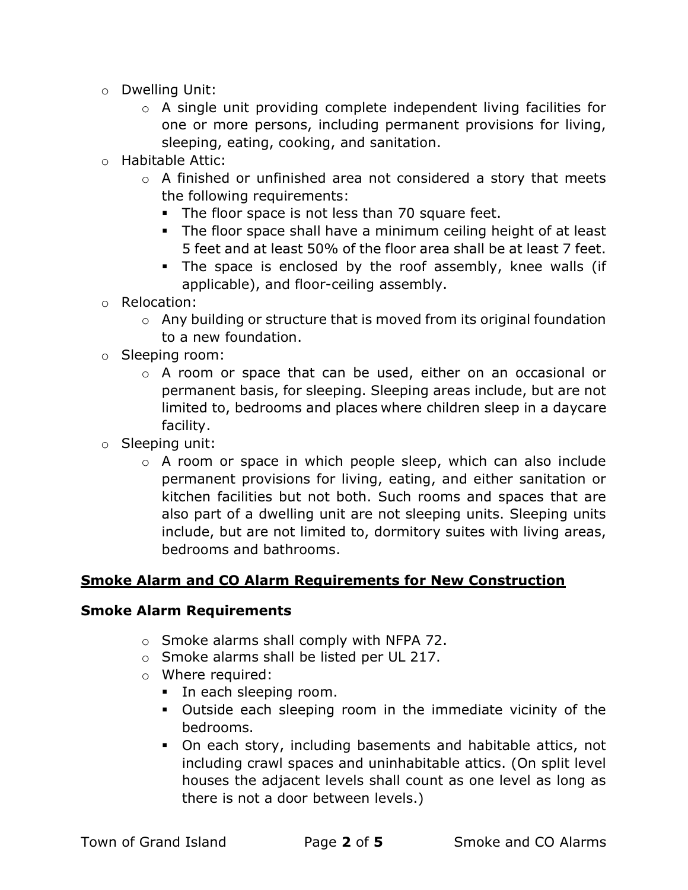- Dwelling Unit:
  - A single unit providing complete independent living facilities for one or more persons, including permanent provisions for living, sleeping, eating, cooking, and sanitation.
- Habitable Attic:
  - A finished or unfinished area not considered a story that meets the following requirements:
    - The floor space is not less than 70 square feet.
    - The floor space shall have a minimum ceiling height of at least 5 feet and at least 50% of the floor area shall be at least 7 feet.
    - The space is enclosed by the roof assembly, knee walls (if applicable), and floor-ceiling assembly.
- Relocation:
  - Any building or structure that is moved from its original foundation to a new foundation.
- Sleeping room:
  - A room or space that can be used, either on an occasional or permanent basis, for sleeping. Sleeping areas include, but are not limited to, bedrooms and places where children sleep in a daycare facility.
- Sleeping unit:
  - A room or space in which people sleep, which can also include permanent provisions for living, eating, and either sanitation or kitchen facilities but not both. Such rooms and spaces that are also part of a dwelling unit are not sleeping units. Sleeping units include, but are not limited to, dormitory suites with living areas, bedrooms and bathrooms.

## Smoke Alarm and CO Alarm Requirements for New Construction

### Smoke Alarm Requirements

- Smoke alarms shall comply with NFPA 72.
- Smoke alarms shall be listed per UL 217.
- Where required:
  - In each sleeping room.
  - Outside each sleeping room in the immediate vicinity of the bedrooms.
  - On each story, including basements and habitable attics, not including crawl spaces and uninhabitable attics. (On split level houses the adjacent levels shall count as one level as long as there is not a door between levels.)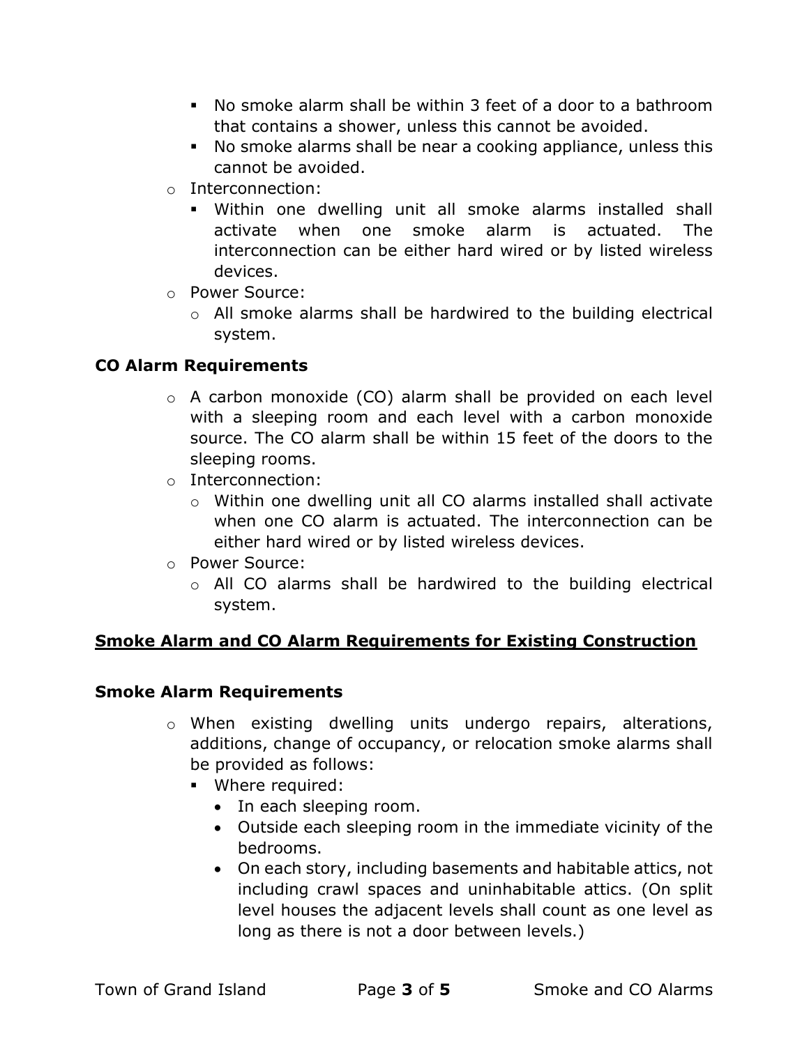- No smoke alarm shall be within 3 feet of a door to a bathroom that contains a shower, unless this cannot be avoided.
- No smoke alarms shall be near a cooking appliance, unless this cannot be avoided.

- Interconnection:
  - Within one dwelling unit all smoke alarms installed shall activate when one smoke alarm is actuated. The interconnection can be either hard wired or by listed wireless devices.
- Power Source:
  - All smoke alarms shall be hardwired to the building electrical system.

### CO Alarm Requirements

- A carbon monoxide (CO) alarm shall be provided on each level with a sleeping room and each level with a carbon monoxide source. The CO alarm shall be within 15 feet of the doors to the sleeping rooms.
- Interconnection:
  - Within one dwelling unit all CO alarms installed shall activate when one CO alarm is actuated. The interconnection can be either hard wired or by listed wireless devices.
- Power Source:
  - All CO alarms shall be hardwired to the building electrical system.

## Smoke Alarm and CO Alarm Requirements for Existing Construction

### Smoke Alarm Requirements

- When existing dwelling units undergo repairs, alterations, additions, change of occupancy, or relocation smoke alarms shall be provided as follows:
  - Where required:
    - In each sleeping room.
    - Outside each sleeping room in the immediate vicinity of the bedrooms.
    - On each story, including basements and habitable attics, not including crawl spaces and uninhabitable attics. (On split level houses the adjacent levels shall count as one level as long as there is not a door between levels.)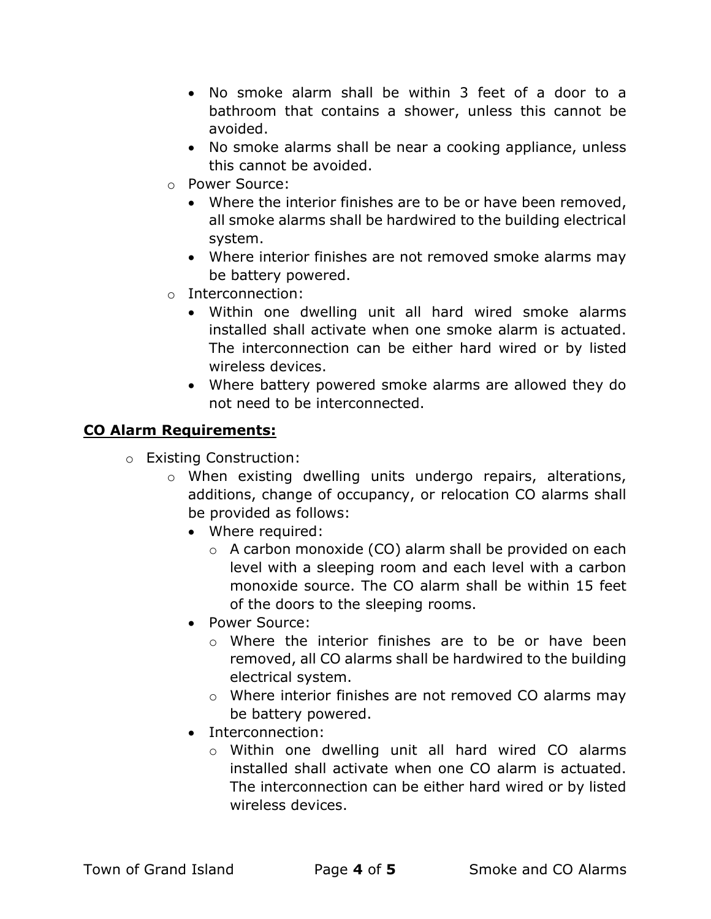- No smoke alarm shall be within 3 feet of a door to a bathroom that contains a shower, unless this cannot be avoided.
    - No smoke alarms shall be near a cooking appliance, unless this cannot be avoided.
  - Power Source:
    - Where the interior finishes are to be or have been removed, all smoke alarms shall be hardwired to the building electrical system.
    - Where interior finishes are not removed smoke alarms may be battery powered.
  - Interconnection:
    - Within one dwelling unit all hard wired smoke alarms installed shall activate when one smoke alarm is actuated. The interconnection can be either hard wired or by listed wireless devices.
    - Where battery powered smoke alarms are allowed they do not need to be interconnected.

**CO Alarm Requirements:**

- Existing Construction:
  - When existing dwelling units undergo repairs, alterations, additions, change of occupancy, or relocation CO alarms shall be provided as follows:
    - Where required:
      - A carbon monoxide (CO) alarm shall be provided on each level with a sleeping room and each level with a carbon monoxide source. The CO alarm shall be within 15 feet of the doors to the sleeping rooms.
    - Power Source:
      - Where the interior finishes are to be or have been removed, all CO alarms shall be hardwired to the building electrical system.
      - Where interior finishes are not removed CO alarms may be battery powered.
    - Interconnection:
      - Within one dwelling unit all hard wired CO alarms installed shall activate when one CO alarm is actuated. The interconnection can be either hard wired or by listed wireless devices.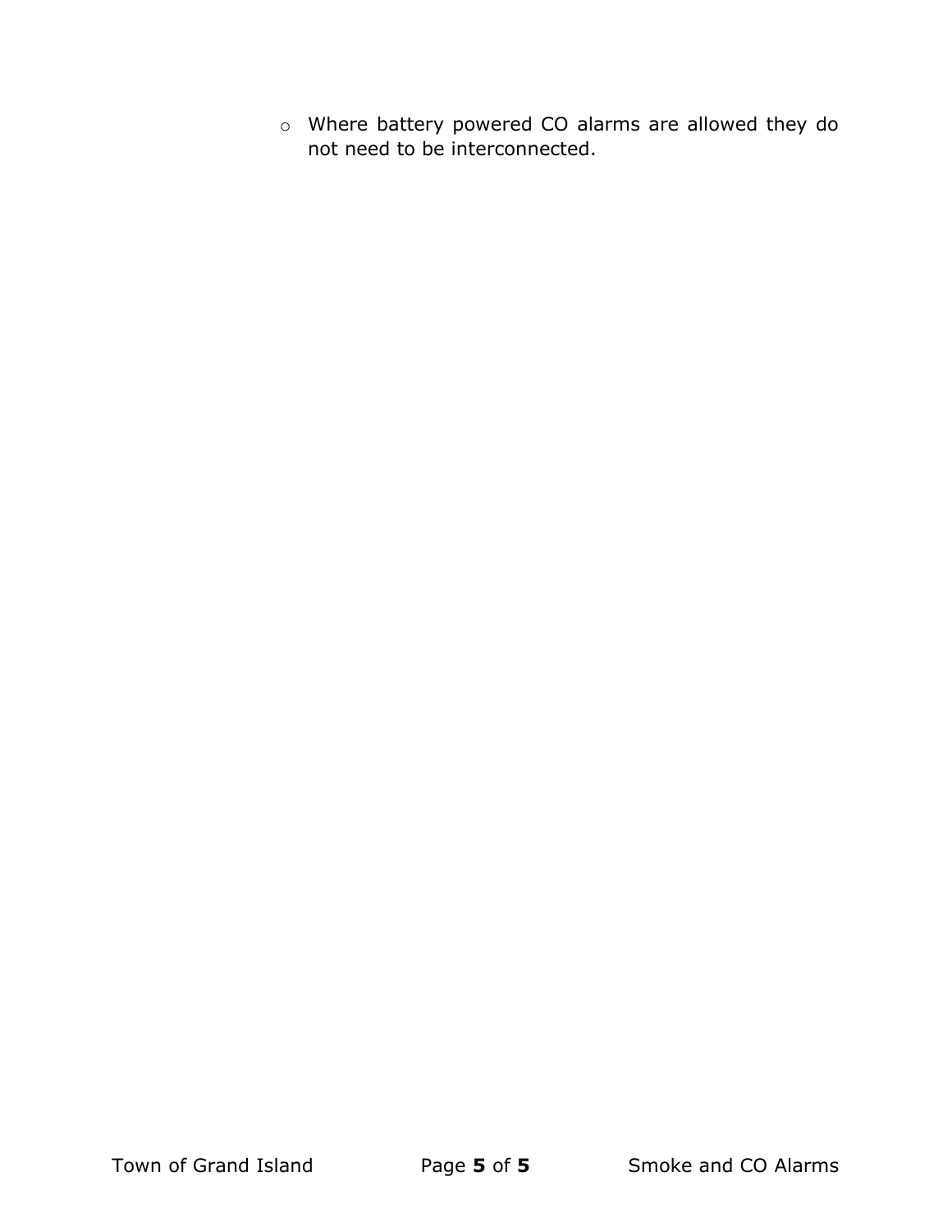- Where battery powered CO alarms are allowed they do not need to be interconnected.